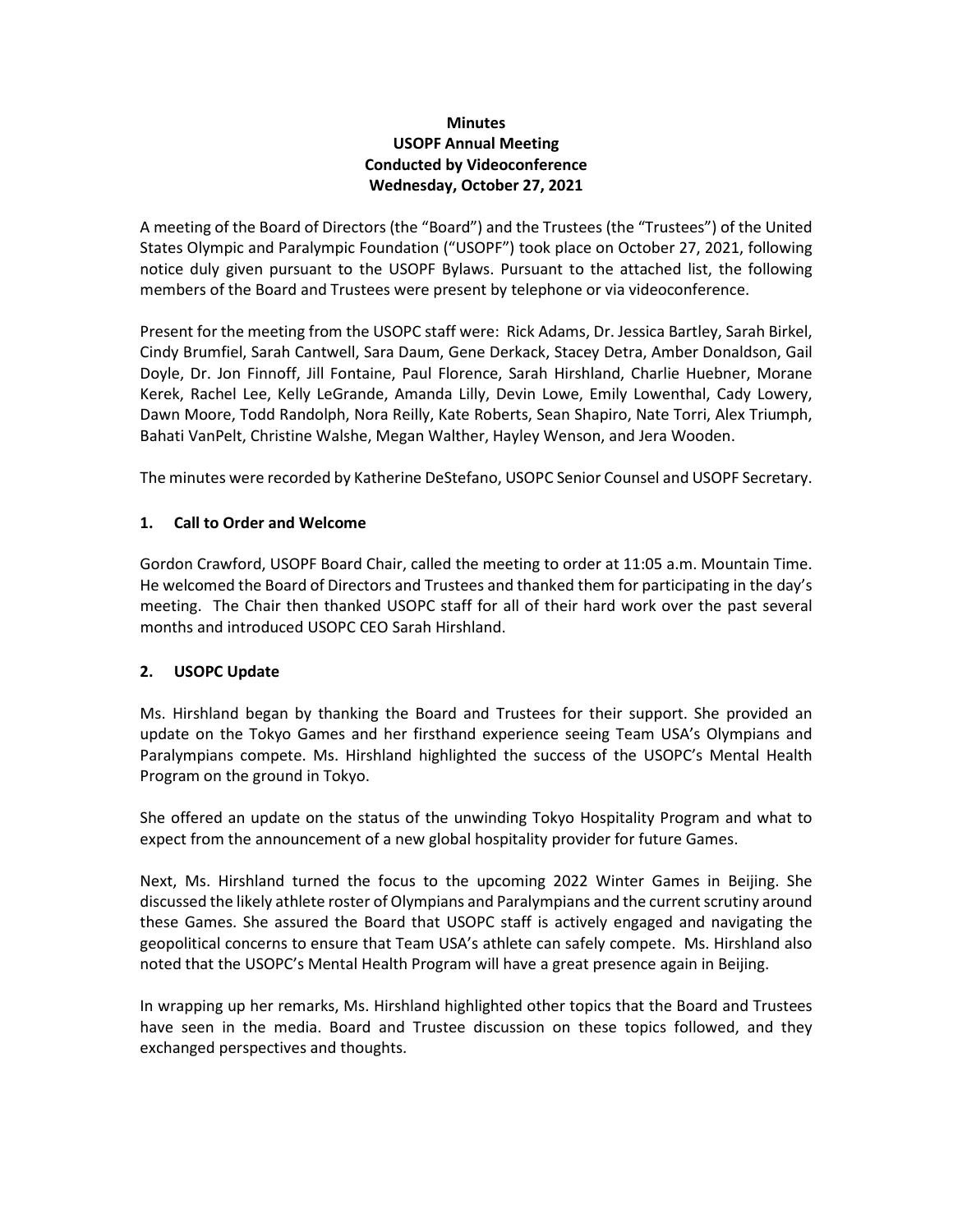**Minutes**
**USOPF Annual Meeting**
**Conducted by Videoconference**
**Wednesday, October 27, 2021**

A meeting of the Board of Directors (the "Board") and the Trustees (the "Trustees") of the United States Olympic and Paralympic Foundation ("USOPF") took place on October 27, 2021, following notice duly given pursuant to the USOPF Bylaws. Pursuant to the attached list, the following members of the Board and Trustees were present by telephone or via videoconference.

Present for the meeting from the USOPC staff were: Rick Adams, Dr. Jessica Bartley, Sarah Birkel, Cindy Brumfiel, Sarah Cantwell, Sara Daum, Gene Derkack, Stacey Detra, Amber Donaldson, Gail Doyle, Dr. Jon Finnoff, Jill Fontaine, Paul Florence, Sarah Hirshland, Charlie Huebner, Morane Kerek, Rachel Lee, Kelly LeGrande, Amanda Lilly, Devin Lowe, Emily Lowenthal, Cady Lowery, Dawn Moore, Todd Randolph, Nora Reilly, Kate Roberts, Sean Shapiro, Nate Torri, Alex Triumph, Bahati VanPelt, Christine Walshe, Megan Walther, Hayley Wenson, and Jera Wooden.

The minutes were recorded by Katherine DeStefano, USOPC Senior Counsel and USOPF Secretary.

## 1. Call to Order and Welcome

Gordon Crawford, USOPF Board Chair, called the meeting to order at 11:05 a.m. Mountain Time. He welcomed the Board of Directors and Trustees and thanked them for participating in the day's meeting. The Chair then thanked USOPC staff for all of their hard work over the past several months and introduced USOPC CEO Sarah Hirshland.

## 2. USOPC Update

Ms. Hirshland began by thanking the Board and Trustees for their support. She provided an update on the Tokyo Games and her firsthand experience seeing Team USA's Olympians and Paralympians compete. Ms. Hirshland highlighted the success of the USOPC's Mental Health Program on the ground in Tokyo.

She offered an update on the status of the unwinding Tokyo Hospitality Program and what to expect from the announcement of a new global hospitality provider for future Games.

Next, Ms. Hirshland turned the focus to the upcoming 2022 Winter Games in Beijing. She discussed the likely athlete roster of Olympians and Paralympians and the current scrutiny around these Games. She assured the Board that USOPC staff is actively engaged and navigating the geopolitical concerns to ensure that Team USA's athlete can safely compete. Ms. Hirshland also noted that the USOPC's Mental Health Program will have a great presence again in Beijing.

In wrapping up her remarks, Ms. Hirshland highlighted other topics that the Board and Trustees have seen in the media. Board and Trustee discussion on these topics followed, and they exchanged perspectives and thoughts.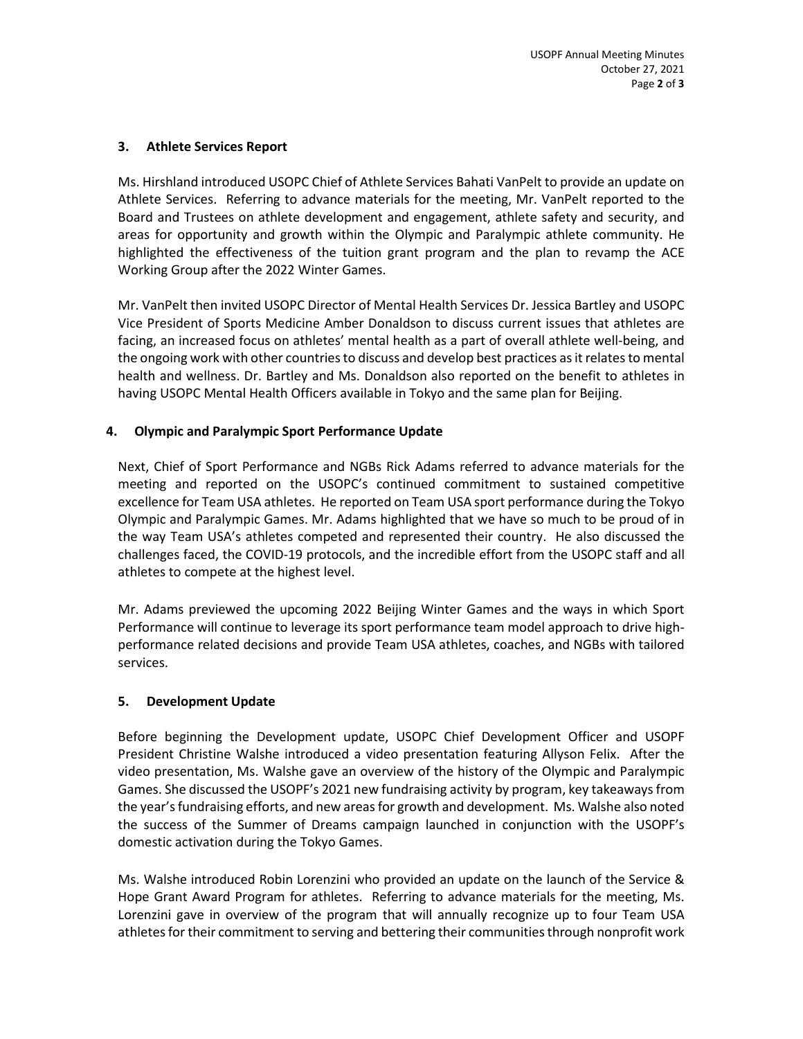### 3. Athlete Services Report

Ms. Hirshland introduced USOPC Chief of Athlete Services Bahati VanPelt to provide an update on Athlete Services. Referring to advance materials for the meeting, Mr. VanPelt reported to the Board and Trustees on athlete development and engagement, athlete safety and security, and areas for opportunity and growth within the Olympic and Paralympic athlete community. He highlighted the effectiveness of the tuition grant program and the plan to revamp the ACE Working Group after the 2022 Winter Games.

Mr. VanPelt then invited USOPC Director of Mental Health Services Dr. Jessica Bartley and USOPC Vice President of Sports Medicine Amber Donaldson to discuss current issues that athletes are facing, an increased focus on athletes' mental health as a part of overall athlete well-being, and the ongoing work with other countries to discuss and develop best practices as it relates to mental health and wellness. Dr. Bartley and Ms. Donaldson also reported on the benefit to athletes in having USOPC Mental Health Officers available in Tokyo and the same plan for Beijing.

### 4. Olympic and Paralympic Sport Performance Update

Next, Chief of Sport Performance and NGBs Rick Adams referred to advance materials for the meeting and reported on the USOPC's continued commitment to sustained competitive excellence for Team USA athletes. He reported on Team USA sport performance during the Tokyo Olympic and Paralympic Games. Mr. Adams highlighted that we have so much to be proud of in the way Team USA's athletes competed and represented their country. He also discussed the challenges faced, the COVID-19 protocols, and the incredible effort from the USOPC staff and all athletes to compete at the highest level.

Mr. Adams previewed the upcoming 2022 Beijing Winter Games and the ways in which Sport Performance will continue to leverage its sport performance team model approach to drive high-performance related decisions and provide Team USA athletes, coaches, and NGBs with tailored services.

### 5. Development Update

Before beginning the Development update, USOPC Chief Development Officer and USOPF President Christine Walshe introduced a video presentation featuring Allyson Felix. After the video presentation, Ms. Walshe gave an overview of the history of the Olympic and Paralympic Games. She discussed the USOPF's 2021 new fundraising activity by program, key takeaways from the year's fundraising efforts, and new areas for growth and development. Ms. Walshe also noted the success of the Summer of Dreams campaign launched in conjunction with the USOPF's domestic activation during the Tokyo Games.

Ms. Walshe introduced Robin Lorenzini who provided an update on the launch of the Service & Hope Grant Award Program for athletes. Referring to advance materials for the meeting, Ms. Lorenzini gave in overview of the program that will annually recognize up to four Team USA athletes for their commitment to serving and bettering their communities through nonprofit work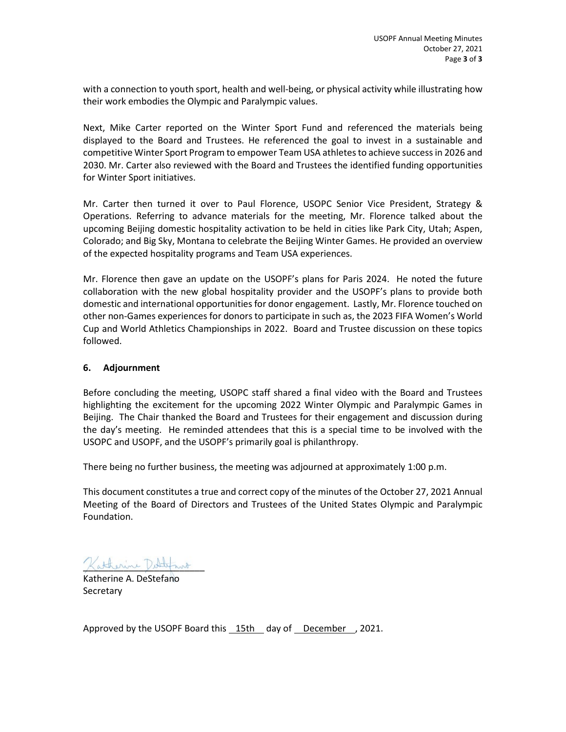with a connection to youth sport, health and well-being, or physical activity while illustrating how their work embodies the Olympic and Paralympic values.

Next, Mike Carter reported on the Winter Sport Fund and referenced the materials being displayed to the Board and Trustees. He referenced the goal to invest in a sustainable and competitive Winter Sport Program to empower Team USA athletes to achieve success in 2026 and 2030. Mr. Carter also reviewed with the Board and Trustees the identified funding opportunities for Winter Sport initiatives.

Mr. Carter then turned it over to Paul Florence, USOPC Senior Vice President, Strategy & Operations. Referring to advance materials for the meeting, Mr. Florence talked about the upcoming Beijing domestic hospitality activation to be held in cities like Park City, Utah; Aspen, Colorado; and Big Sky, Montana to celebrate the Beijing Winter Games. He provided an overview of the expected hospitality programs and Team USA experiences.

Mr. Florence then gave an update on the USOPF's plans for Paris 2024. He noted the future collaboration with the new global hospitality provider and the USOPF's plans to provide both domestic and international opportunities for donor engagement. Lastly, Mr. Florence touched on other non-Games experiences for donors to participate in such as, the 2023 FIFA Women's World Cup and World Athletics Championships in 2022. Board and Trustee discussion on these topics followed.

**6. Adjournment**

Before concluding the meeting, USOPC staff shared a final video with the Board and Trustees highlighting the excitement for the upcoming 2022 Winter Olympic and Paralympic Games in Beijing. The Chair thanked the Board and Trustees for their engagement and discussion during the day's meeting. He reminded attendees that this is a special time to be involved with the USOPC and USOPF, and the USOPF's primarily goal is philanthropy.

There being no further business, the meeting was adjourned at approximately 1:00 p.m.

This document constitutes a true and correct copy of the minutes of the October 27, 2021 Annual Meeting of the Board of Directors and Trustees of the United States Olympic and Paralympic Foundation.

Katherine DeStefano

Katherine A. DeStefano
Secretary

Approved by the USOPF Board this 15th day of December, 2021.